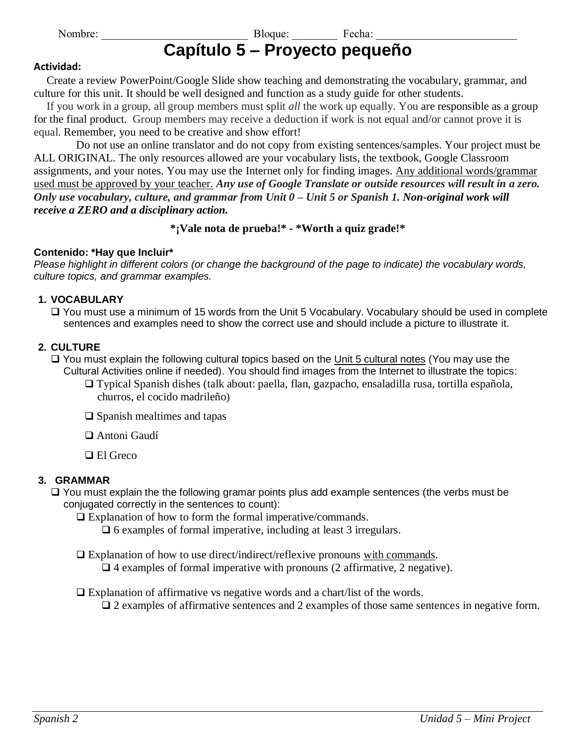Nombre: _________________________ Bloque: ________ Fecha: _________________________

# Capítulo 5 – Proyecto pequeño

**Actividad:**

Create a review PowerPoint/Google Slide show teaching and demonstrating the vocabulary, grammar, and culture for this unit. It should be well designed and function as a study guide for other students.

If you work in a group, all group members must split *all* the work up equally. You are responsible as a group for the final product. Group members may receive a deduction if work is not equal and/or cannot prove it is equal. Remember, you need to be creative and show effort!

Do not use an online translator and do not copy from existing sentences/samples. Your project must be ALL ORIGINAL. The only resources allowed are your vocabulary lists, the textbook, Google Classroom assignments, and your notes. You may use the Internet only for finding images. <u>Any additional words/grammar used must be approved by your teacher.</u> ***Any use of Google Translate or outside resources will result in a zero. Only use vocabulary, culture, and grammar from Unit 0 – Unit 5 or Spanish 1. Non-original work will receive a ZERO and a disciplinary action.***

**\*¡Vale nota de prueba!\* - \*Worth a quiz grade!\***

**Contenido: \*Hay que Incluir\***

*Please highlight in different colors (or change the background of the page to indicate) the vocabulary words, culture topics, and grammar examples.*

1. **VOCABULARY**
   - ❑ You must use a minimum of 15 words from the Unit 5 Vocabulary. Vocabulary should be used in complete sentences and examples need to show the correct use and should include a picture to illustrate it.

2. **CULTURE**
   - ❑ You must explain the following cultural topics based on the <u>Unit 5 cultural notes</u> (You may use the Cultural Activities online if needed). You should find images from the Internet to illustrate the topics:
     - ❑ Typical Spanish dishes (talk about: paella, flan, gazpacho, ensaladilla rusa, tortilla española, churros, el cocido madrileño)
     - ❑ Spanish mealtimes and tapas
     - ❑ Antoni Gaudí
     - ❑ El Greco

3. **GRAMMAR**
   - ❑ You must explain the the following gramar points plus add example sentences (the verbs must be conjugated correctly in the sentences to count):
     - ❑ Explanation of how to form the formal imperative/commands.
       - ❑ 6 examples of formal imperative, including at least 3 irregulars.
     - ❑ Explanation of how to use direct/indirect/reflexive pronouns <u>with commands</u>.
       - ❑ 4 examples of formal imperative with pronouns (2 affirmative, 2 negative).
     - ❑ Explanation of affirmative vs negative words and a chart/list of the words.
       - ❑ 2 examples of affirmative sentences and 2 examples of those same sentences in negative form.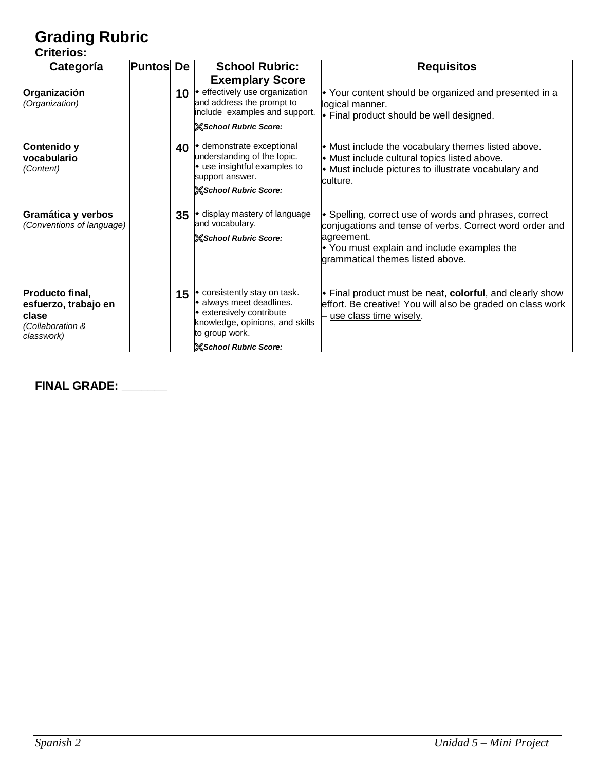# Grading Rubric

**Criterios:**

| Categoría | Puntos | De | School Rubric: Exemplary Score | Requisitos |
|---|---|---|---|---|
| **Organización** *(Organization)* | | **10** | • effectively use organization and address the prompt to include examples and support. ***School Rubric Score:*** | • Your content should be organized and presented in a logical manner. • Final product should be well designed. |
| **Contenido y vocabulario** *(Content)* | | **40** | • demonstrate exceptional understanding of the topic. • use insightful examples to support answer. ***School Rubric Score:*** | • Must include the vocabulary themes listed above. • Must include cultural topics listed above. • Must include pictures to illustrate vocabulary and culture. |
| **Gramática y verbos** *(Conventions of language)* | | **35** | • display mastery of language and vocabulary. ***School Rubric Score:*** | • Spelling, correct use of words and phrases, correct conjugations and tense of verbs. Correct word order and agreement. • You must explain and include examples the grammatical themes listed above. |
| **Producto final, esfuerzo, trabajo en clase** *(Collaboration & classwork)* | | **15** | • consistently stay on task. • always meet deadlines. • extensively contribute knowledge, opinions, and skills to group work. ***School Rubric Score:*** | • Final product must be neat, **colorful**, and clearly show effort. Be creative! You will also be graded on class work – use class time wisely. |

**FINAL GRADE: _______**